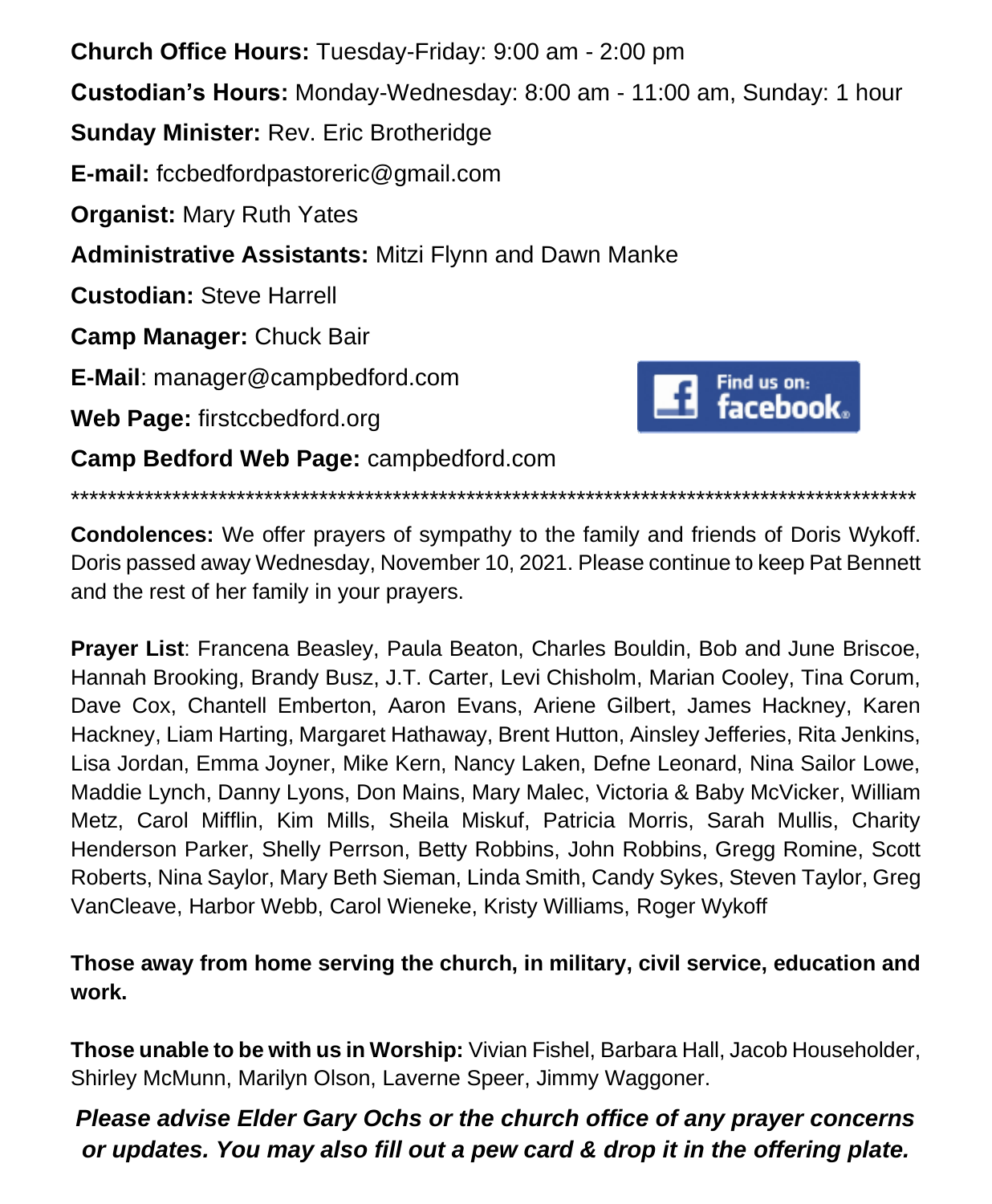**Church Office Hours:** Tuesday-Friday: 9:00 am - 2:00 pm

**Custodian's Hours:** Monday-Wednesday: 8:00 am - 11:00 am, Sunday: 1 hour

**Sunday Minister:** Rev. Eric Brotheridge

**E-mail:** fccbedfordpastoreric@gmail.com

**Organist:** Mary Ruth Yates

**Administrative Assistants:** Mitzi Flynn and Dawn Manke

**Custodian:** Steve Harrell

**Camp Manager:** Chuck Bair

**E-Mail**: manager@campbedford.com

**Web Page:** firstccbedford.org

**Camp Bedford Web Page:** campbedford.com

Find us on: facebook

*******************************************************************************************

**Condolences:** We offer prayers of sympathy to the family and friends of Doris Wykoff. Doris passed away Wednesday, November 10, 2021. Please continue to keep Pat Bennett and the rest of her family in your prayers.

**Prayer List**: Francena Beasley, Paula Beaton, Charles Bouldin, Bob and June Briscoe, Hannah Brooking, Brandy Busz, J.T. Carter, Levi Chisholm, Marian Cooley, Tina Corum, Dave Cox, Chantell Emberton, Aaron Evans, Ariene Gilbert, James Hackney, Karen Hackney, Liam Harting, Margaret Hathaway, Brent Hutton, Ainsley Jefferies, Rita Jenkins, Lisa Jordan, Emma Joyner, Mike Kern, Nancy Laken, Defne Leonard, Nina Sailor Lowe, Maddie Lynch, Danny Lyons, Don Mains, Mary Malec, Victoria & Baby McVicker, William Metz, Carol Mifflin, Kim Mills, Sheila Miskuf, Patricia Morris, Sarah Mullis, Charity Henderson Parker, Shelly Perrson, Betty Robbins, John Robbins, Gregg Romine, Scott Roberts, Nina Saylor, Mary Beth Sieman, Linda Smith, Candy Sykes, Steven Taylor, Greg VanCleave, Harbor Webb, Carol Wieneke, Kristy Williams, Roger Wykoff

**Those away from home serving the church, in military, civil service, education and work.**

**Those unable to be with us in Worship:** Vivian Fishel, Barbara Hall, Jacob Householder, Shirley McMunn, Marilyn Olson, Laverne Speer, Jimmy Waggoner.

***Please advise Elder Gary Ochs or the church office of any prayer concerns or updates. You may also fill out a pew card & drop it in the offering plate.***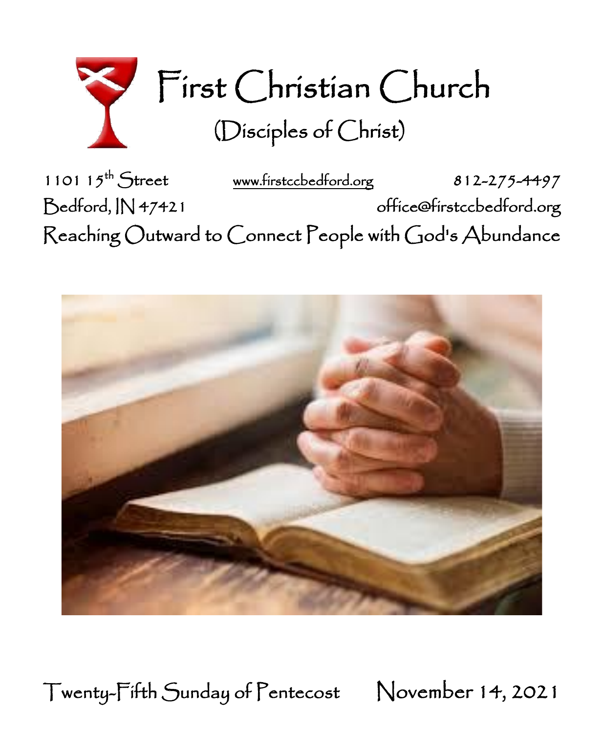# First Christian Church

## (Disciples of Christ)

1101 15th Street www.firstccbedford.org 812-275-4497

Bedford, IN 47421 office@firstccbedford.org

Reaching Outward to Connect People with God's Abundance

Twenty-Fifth Sunday of Pentecost November 14, 2021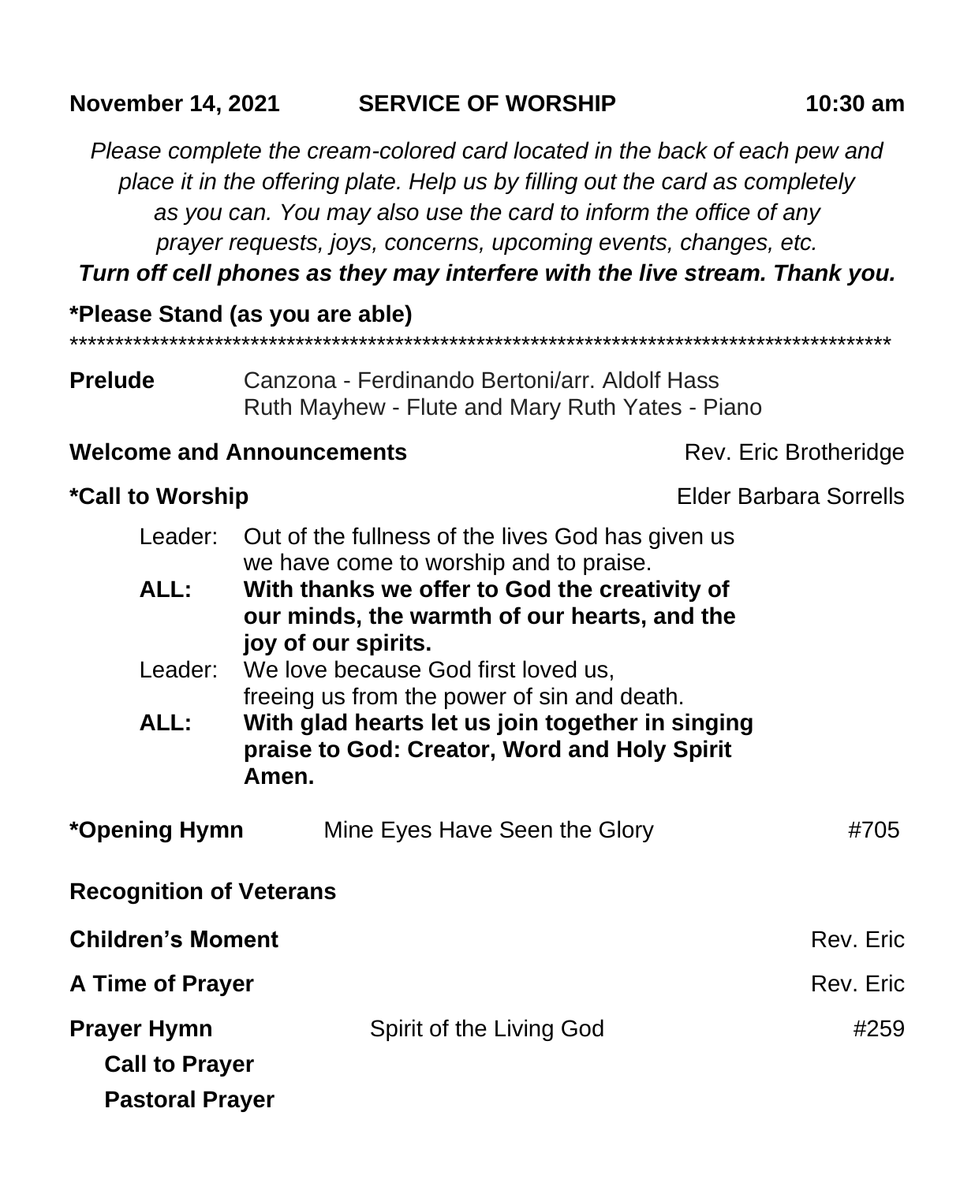**November 14, 2021 SERVICE OF WORSHIP 10:30 am**

*Please complete the cream-colored card located in the back of each pew and place it in the offering plate. Help us by filling out the card as completely as you can. You may also use the card to inform the office of any prayer requests, joys, concerns, upcoming events, changes, etc.*

***Turn off cell phones as they may interfere with the live stream. Thank you.***

**\*Please Stand (as you are able)**

\*\*\*\*\*\*\*\*\*\*\*\*\*\*\*\*\*\*\*\*\*\*\*\*\*\*\*\*\*\*\*\*\*\*\*\*\*\*\*\*\*\*\*\*\*\*\*\*\*\*\*\*\*\*\*\*\*\*\*\*\*\*\*\*\*\*\*\*\*\*\*\*\*\*\*\*\*\*\*\*\*\*\*\*\*\*\*\*\*\*

**Prelude** Canzona - Ferdinando Bertoni/arr. Aldolf Hass
Ruth Mayhew - Flute and Mary Ruth Yates - Piano

**Welcome and Announcements** Rev. Eric Brotheridge

**\*Call to Worship** Elder Barbara Sorrells

Leader: Out of the fullness of the lives God has given us we have come to worship and to praise.

**ALL: With thanks we offer to God the creativity of our minds, the warmth of our hearts, and the joy of our spirits.**

Leader: We love because God first loved us, freeing us from the power of sin and death.

**ALL: With glad hearts let us join together in singing praise to God: Creator, Word and Holy Spirit Amen.**

**\*Opening Hymn** Mine Eyes Have Seen the Glory #705

**Recognition of Veterans**

**Children's Moment** Rev. Eric

**A Time of Prayer** Rev. Eric

**Prayer Hymn** Spirit of the Living God #259

**Call to Prayer**

**Pastoral Prayer**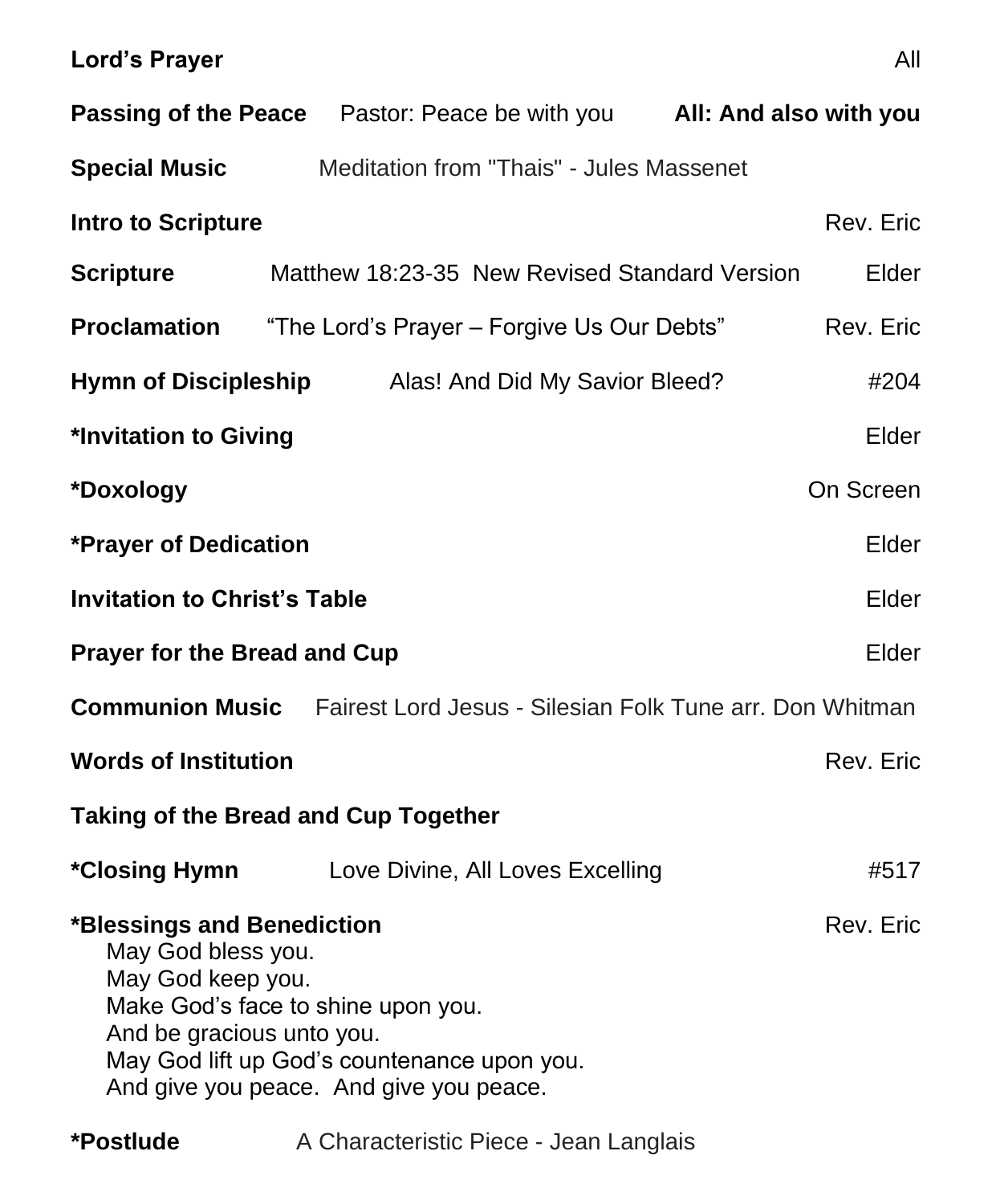**Lord's Prayer** All

**Passing of the Peace** Pastor: Peace be with you **All: And also with you**

**Special Music** Meditation from "Thais" - Jules Massenet

**Intro to Scripture** Rev. Eric

**Scripture** Matthew 18:23-35 New Revised Standard Version Elder

**Proclamation** "The Lord's Prayer – Forgive Us Our Debts" Rev. Eric

**Hymn of Discipleship** Alas! And Did My Savior Bleed? #204

**\*Invitation to Giving** Elder

**\*Doxology** On Screen

**\*Prayer of Dedication** Elder

**Invitation to Christ's Table** Elder

**Prayer for the Bread and Cup** Elder

**Communion Music** Fairest Lord Jesus - Silesian Folk Tune arr. Don Whitman

**Words of Institution** Rev. Eric

**Taking of the Bread and Cup Together**

**\*Closing Hymn** Love Divine, All Loves Excelling #517

**\*Blessings and Benediction** Rev. Eric

May God bless you.
May God keep you.
Make God's face to shine upon you.
And be gracious unto you.
May God lift up God's countenance upon you.
And give you peace. And give you peace.

**\*Postlude** A Characteristic Piece - Jean Langlais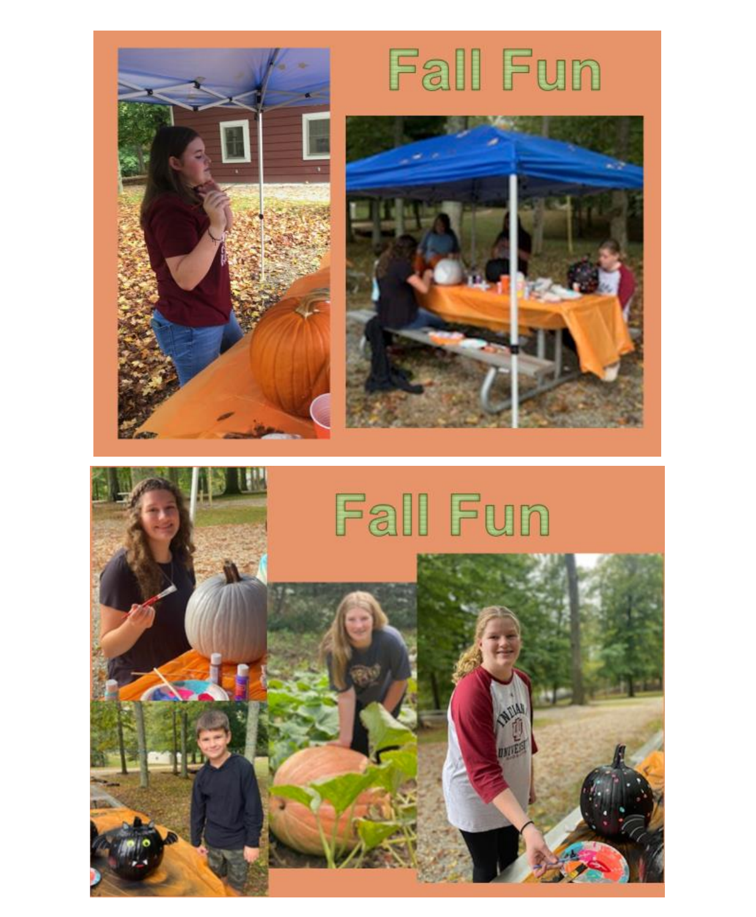# Fall Fun

# Fall Fun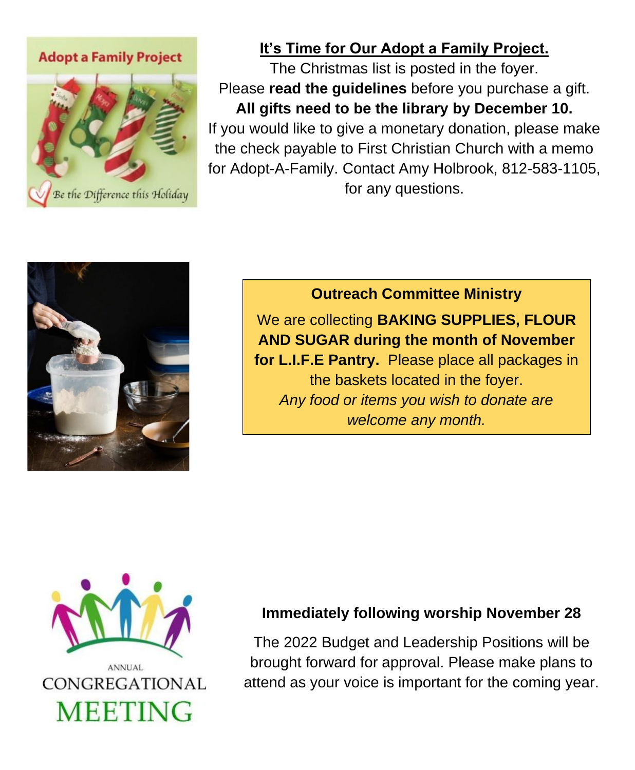## It's Time for Our Adopt a Family Project.

The Christmas list is posted in the foyer.
Please **read the guidelines** before you purchase a gift.
**All gifts need to be the library by December 10.**
If you would like to give a monetary donation, please make the check payable to First Christian Church with a memo for Adopt-A-Family. Contact Amy Holbrook, 812-583-1105, for any questions.

### Outreach Committee Ministry

We are collecting **BAKING SUPPLIES, FLOUR AND SUGAR during the month of November for L.I.F.E Pantry.** Please place all packages in the baskets located in the foyer.
*Any food or items you wish to donate are welcome any month.*

ANNUAL CONGREGATIONAL MEETING

### Immediately following worship November 28

The 2022 Budget and Leadership Positions will be brought forward for approval. Please make plans to attend as your voice is important for the coming year.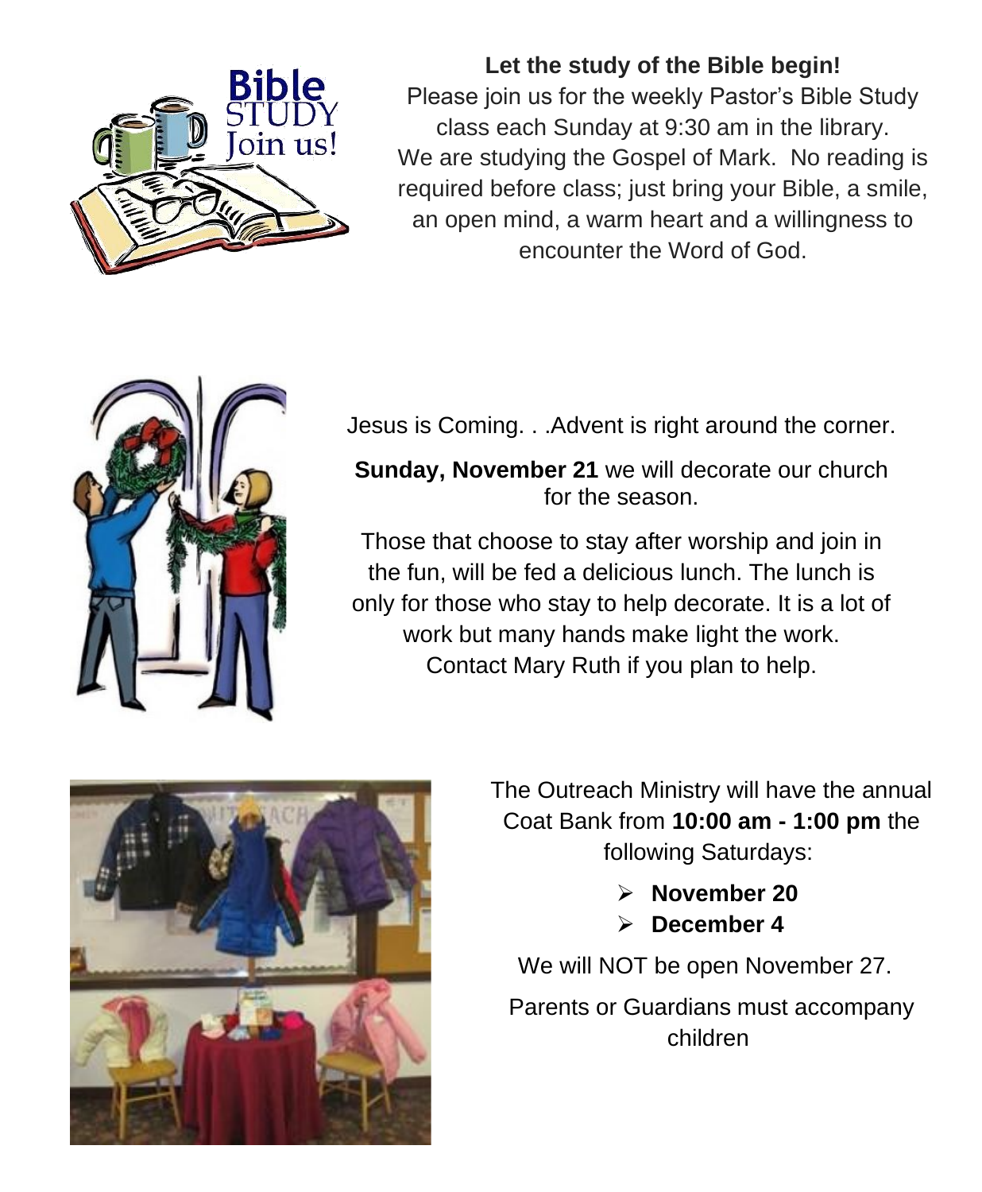**Let the study of the Bible begin!**

Please join us for the weekly Pastor's Bible Study class each Sunday at 9:30 am in the library. We are studying the Gospel of Mark. No reading is required before class; just bring your Bible, a smile, an open mind, a warm heart and a willingness to encounter the Word of God.

Jesus is Coming. . .Advent is right around the corner.

**Sunday, November 21** we will decorate our church for the season.

Those that choose to stay after worship and join in the fun, will be fed a delicious lunch. The lunch is only for those who stay to help decorate. It is a lot of work but many hands make light the work. Contact Mary Ruth if you plan to help.

The Outreach Ministry will have the annual Coat Bank from **10:00 am - 1:00 pm** the following Saturdays:

- **November 20**
- **December 4**

We will NOT be open November 27.

Parents or Guardians must accompany children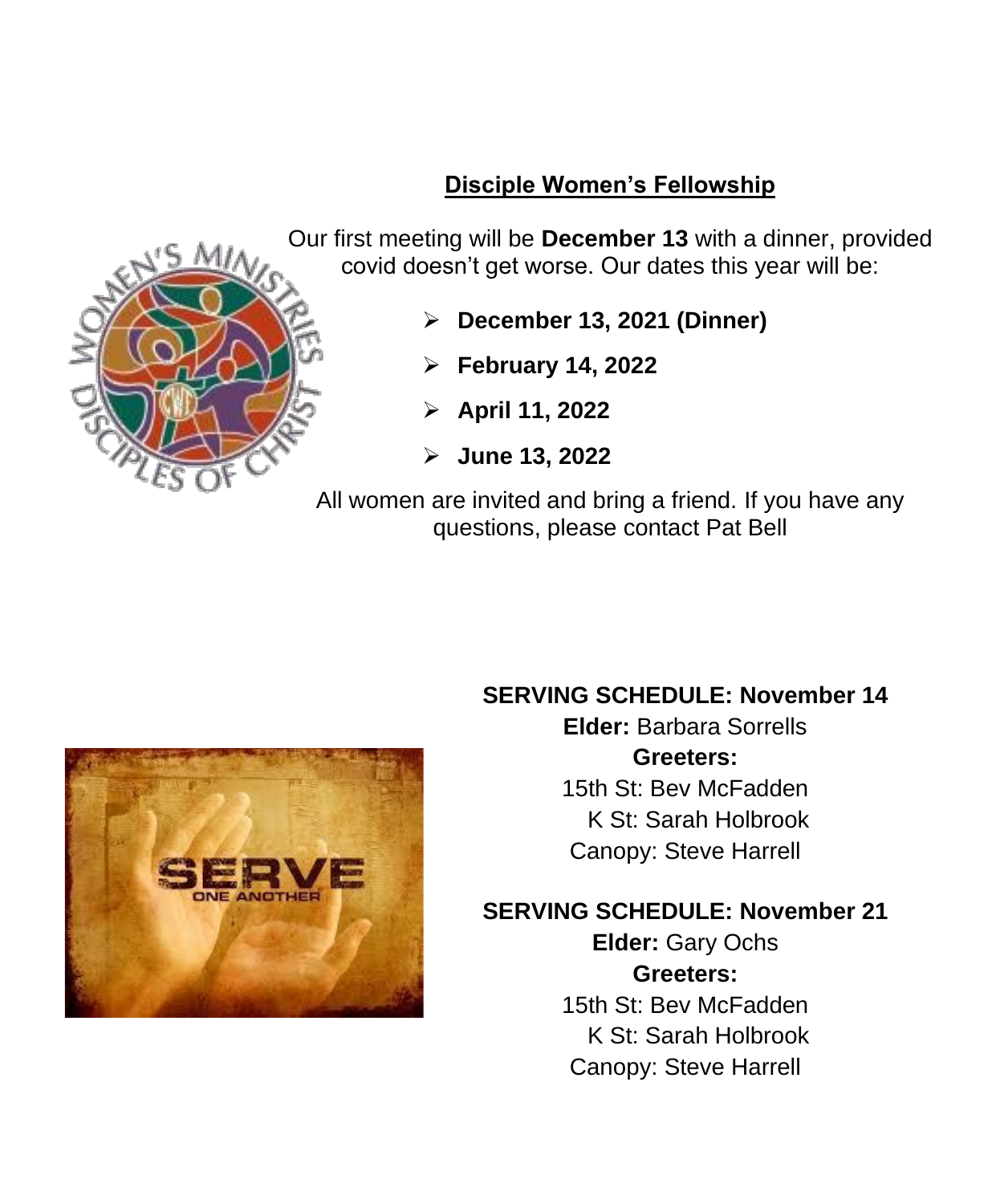## Disciple Women's Fellowship

Our first meeting will be **December 13** with a dinner, provided covid doesn't get worse. Our dates this year will be:

- **December 13, 2021 (Dinner)**
- **February 14, 2022**
- **April 11, 2022**
- **June 13, 2022**

All women are invited and bring a friend. If you have any questions, please contact Pat Bell

**SERVING SCHEDULE: November 14**

**Elder:** Barbara Sorrells

**Greeters:**

15th St: Bev McFadden

K St: Sarah Holbrook

Canopy: Steve Harrell

**SERVING SCHEDULE: November 21**

**Elder:** Gary Ochs

**Greeters:**

15th St: Bev McFadden

K St: Sarah Holbrook

Canopy: Steve Harrell